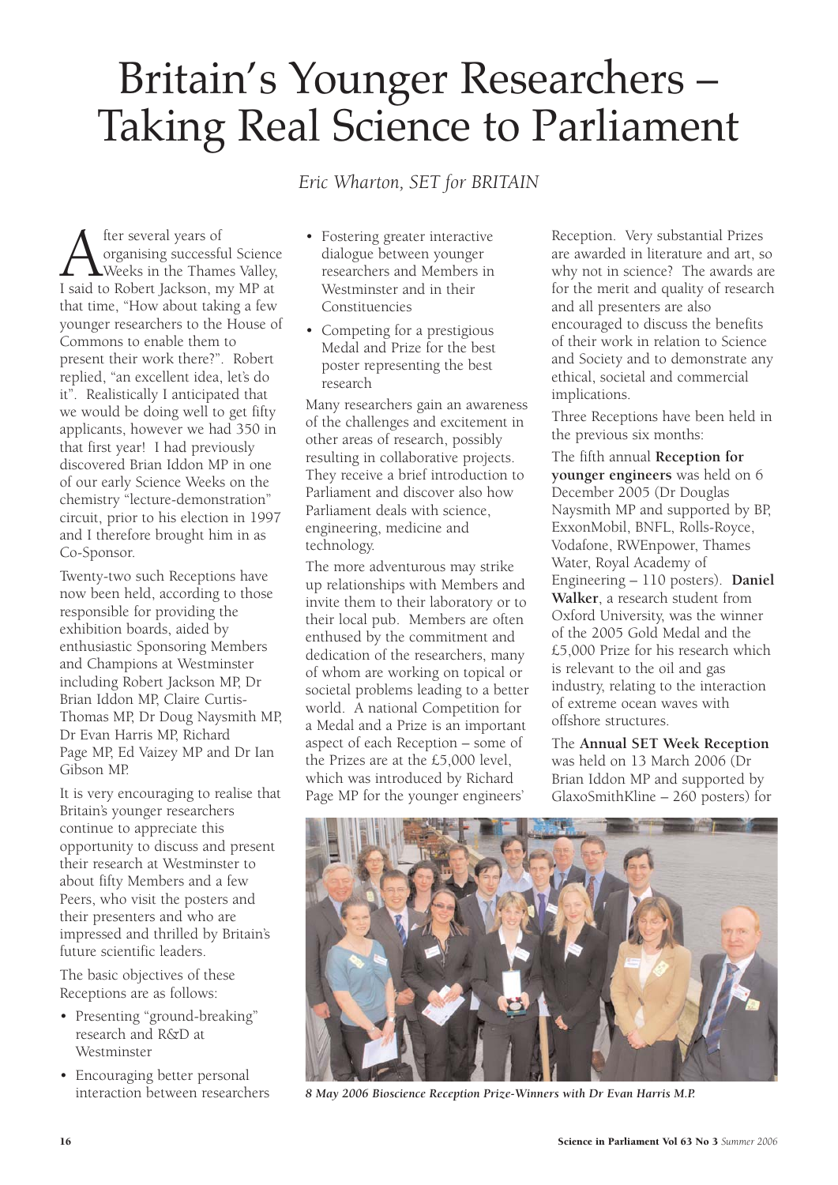# Britain's Younger Researchers – Taking Real Science to Parliament

*Eric Wharton, SET for BRITAIN*

After several years of organising successful Science Weeks in the Thames Valley, I said to Robert Jackson, my MP at that time, "How about taking a few younger researchers to the House of Commons to enable them to present their work there?". Robert replied, "an excellent idea, let's do it". Realistically I anticipated that we would be doing well to get fifty applicants, however we had 350 in that first year! I had previously discovered Brian Iddon MP in one of our early Science Weeks on the chemistry "lecture-demonstration" circuit, prior to his election in 1997 and I therefore brought him in as Co-Sponsor.

Twenty-two such Receptions have now been held, according to those responsible for providing the exhibition boards, aided by enthusiastic Sponsoring Members and Champions at Westminster including Robert Jackson MP, Dr Brian Iddon MP, Claire Curtis-Thomas MP, Dr Doug Naysmith MP, Dr Evan Harris MP, Richard Page MP, Ed Vaizey MP and Dr Ian Gibson MP.

It is very encouraging to realise that Britain's younger researchers continue to appreciate this opportunity to discuss and present their research at Westminster to about fifty Members and a few Peers, who visit the posters and their presenters and who are impressed and thrilled by Britain's future scientific leaders.

The basic objectives of these Receptions are as follows:

- Presenting "ground-breaking" research and R&D at Westminster
- Encouraging better personal interaction between researchers
- Fostering greater interactive dialogue between younger researchers and Members in Westminster and in their Constituencies
- Competing for a prestigious Medal and Prize for the best poster representing the best research

Many researchers gain an awareness of the challenges and excitement in other areas of research, possibly resulting in collaborative projects. They receive a brief introduction to Parliament and discover also how Parliament deals with science, engineering, medicine and technology.

The more adventurous may strike up relationships with Members and invite them to their laboratory or to their local pub. Members are often enthused by the commitment and dedication of the researchers, many of whom are working on topical or societal problems leading to a better world. A national Competition for a Medal and a Prize is an important aspect of each Reception – some of the Prizes are at the £5,000 level, which was introduced by Richard Page MP for the younger engineers' Reception. Very substantial Prizes are awarded in literature and art, so why not in science? The awards are for the merit and quality of research and all presenters are also encouraged to discuss the benefits of their work in relation to Science and Society and to demonstrate any ethical, societal and commercial implications.

Three Receptions have been held in the previous six months:

The fifth annual **Reception for younger engineers** was held on 6 December 2005 (Dr Douglas Naysmith MP and supported by BP, ExxonMobil, BNFL, Rolls-Royce, Vodafone, RWEnpower, Thames Water, Royal Academy of Engineering – 110 posters). **Daniel Walker**, a research student from Oxford University, was the winner of the 2005 Gold Medal and the £5,000 Prize for his research which is relevant to the oil and gas industry, relating to the interaction of extreme ocean waves with offshore structures.

The **Annual SET Week Reception** was held on 13 March 2006 (Dr Brian Iddon MP and supported by GlaxoSmithKline – 260 posters) for

*8 May 2006 Bioscience Reception Prize-Winners with Dr Evan Harris M.P.*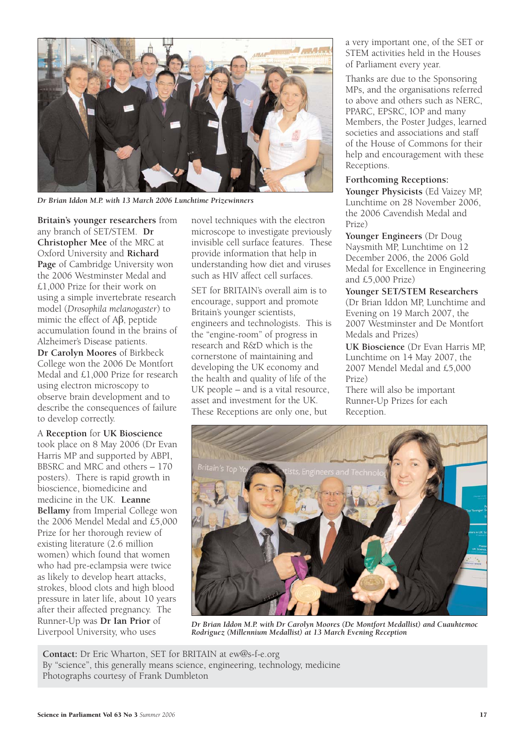*Dr Brian Iddon M.P. with 13 March 2006 Lunchtime Prizewinners*

**Britain's younger researchers** from any branch of SET/STEM. **Dr Christopher Mee** of the MRC at Oxford University and **Richard Page** of Cambridge University won the 2006 Westminster Medal and £1,000 Prize for their work on using a simple invertebrate research model (*Drosophila melanogaster*) to mimic the effect of Aβ, peptide accumulation found in the brains of Alzheimer's Disease patients. **Dr Carolyn Moores** of Birkbeck College won the 2006 De Montfort Medal and £1,000 Prize for research using electron microscopy to observe brain development and to describe the consequences of failure to develop correctly.

A **Reception** for **UK Bioscience** took place on 8 May 2006 (Dr Evan Harris MP and supported by ABPI, BBSRC and MRC and others – 170 posters). There is rapid growth in bioscience, biomedicine and medicine in the UK. **Leanne Bellamy** from Imperial College won the 2006 Mendel Medal and £5,000 Prize for her thorough review of existing literature (2.6 million women) which found that women who had pre-eclampsia were twice as likely to develop heart attacks, strokes, blood clots and high blood pressure in later life, about 10 years after their affected pregnancy. The Runner-Up was **Dr Ian Prior** of Liverpool University, who uses novel techniques with the electron microscope to investigate previously invisible cell surface features. These provide information that help in understanding how diet and viruses such as HIV affect cell surfaces.

SET for BRITAIN's overall aim is to encourage, support and promote Britain's younger scientists, engineers and technologists. This is the "engine-room" of progress in research and R&D which is the cornerstone of maintaining and developing the UK economy and the health and quality of life of the UK people – and is a vital resource, asset and investment for the UK. These Receptions are only one, but a very important one, of the SET or STEM activities held in the Houses of Parliament every year.

Thanks are due to the Sponsoring MPs, and the organisations referred to above and others such as NERC, PPARC, EPSRC, IOP and many Members, the Poster Judges, learned societies and associations and staff of the House of Commons for their help and encouragement with these Receptions.

**Forthcoming Receptions:**

**Younger Physicists** (Ed Vaizey MP, Lunchtime on 28 November 2006, the 2006 Cavendish Medal and Prize)

**Younger Engineers** (Dr Doug Naysmith MP, Lunchtime on 12 December 2006, the 2006 Gold Medal for Excellence in Engineering and £5,000 Prize)

**Younger SET/STEM Researchers** (Dr Brian Iddon MP, Lunchtime and Evening on 19 March 2007, the 2007 Westminster and De Montfort Medals and Prizes)

**UK Bioscience** (Dr Evan Harris MP, Lunchtime on 14 May 2007, the 2007 Mendel Medal and £5,000 Prize)

There will also be important Runner-Up Prizes for each Reception.

*Dr Brian Iddon M.P. with Dr Carolyn Moores (De Montfort Medallist) and Cuauhtemoc Rodriguez (Millennium Medallist) at 13 March Evening Reception*

**Contact:** Dr Eric Wharton, SET for BRITAIN at ew@s-f-e.org
By "science", this generally means science, engineering, technology, medicine
Photographs courtesy of Frank Dumbleton